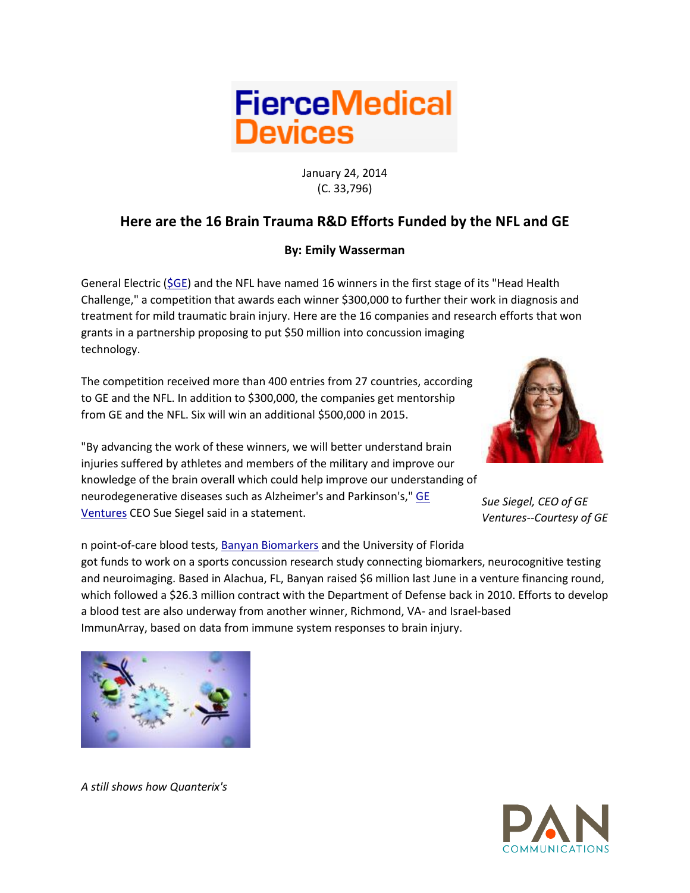FierceMedical Devices

January 24, 2014
(C. 33,796)

## Here are the 16 Brain Trauma R&D Efforts Funded by the NFL and GE

**By: Emily Wasserman**

General Electric ($GE) and the NFL have named 16 winners in the first stage of its "Head Health Challenge," a competition that awards each winner $300,000 to further their work in diagnosis and treatment for mild traumatic brain injury. Here are the 16 companies and research efforts that won grants in a partnership proposing to put $50 million into concussion imaging technology.

The competition received more than 400 entries from 27 countries, according to GE and the NFL. In addition to $300,000, the companies get mentorship from GE and the NFL. Six will win an additional $500,000 in 2015.

"By advancing the work of these winners, we will better understand brain injuries suffered by athletes and members of the military and improve our knowledge of the brain overall which could help improve our understanding of neurodegenerative diseases such as Alzheimer's and Parkinson's," GE Ventures CEO Sue Siegel said in a statement.

*Sue Siegel, CEO of GE Ventures--Courtesy of GE*

n point-of-care blood tests, Banyan Biomarkers and the University of Florida got funds to work on a sports concussion research study connecting biomarkers, neurocognitive testing and neuroimaging. Based in Alachua, FL, Banyan raised $6 million last June in a venture financing round, which followed a $26.3 million contract with the Department of Defense back in 2010. Efforts to develop a blood test are also underway from another winner, Richmond, VA- and Israel-based ImmunArray, based on data from immune system responses to brain injury.

*A still shows how Quanterix's*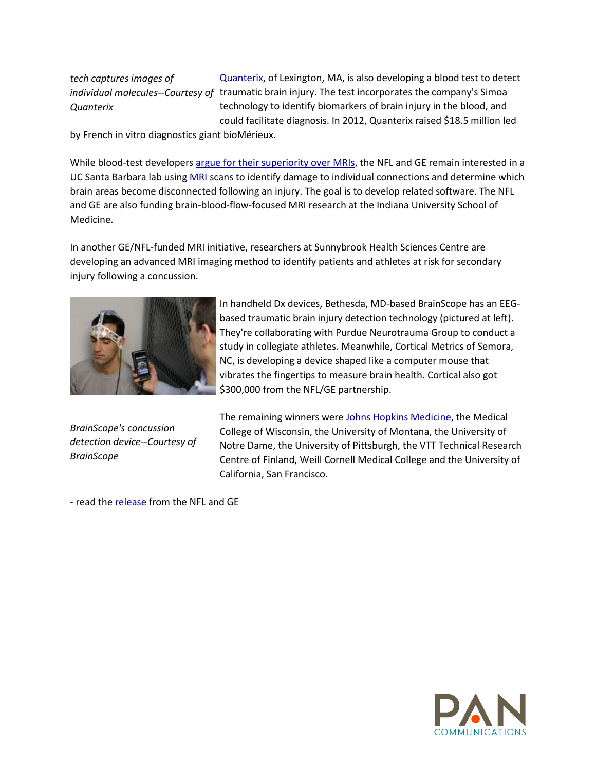*tech captures images of individual molecules--Courtesy of Quanterix*

Quanterix, of Lexington, MA, is also developing a blood test to detect traumatic brain injury. The test incorporates the company's Simoa technology to identify biomarkers of brain injury in the blood, and could facilitate diagnosis. In 2012, Quanterix raised $18.5 million led by French in vitro diagnostics giant bioMérieux.

While blood-test developers argue for their superiority over MRIs, the NFL and GE remain interested in a UC Santa Barbara lab using MRI scans to identify damage to individual connections and determine which brain areas become disconnected following an injury. The goal is to develop related software. The NFL and GE are also funding brain-blood-flow-focused MRI research at the Indiana University School of Medicine.

In another GE/NFL-funded MRI initiative, researchers at Sunnybrook Health Sciences Centre are developing an advanced MRI imaging method to identify patients and athletes at risk for secondary injury following a concussion.

In handheld Dx devices, Bethesda, MD-based BrainScope has an EEG-based traumatic brain injury detection technology (pictured at left). They're collaborating with Purdue Neurotrauma Group to conduct a study in collegiate athletes. Meanwhile, Cortical Metrics of Semora, NC, is developing a device shaped like a computer mouse that vibrates the fingertips to measure brain health. Cortical also got $300,000 from the NFL/GE partnership.

*BrainScope's concussion detection device--Courtesy of BrainScope*

The remaining winners were Johns Hopkins Medicine, the Medical College of Wisconsin, the University of Montana, the University of Notre Dame, the University of Pittsburgh, the VTT Technical Research Centre of Finland, Weill Cornell Medical College and the University of California, San Francisco.

- read the release from the NFL and GE